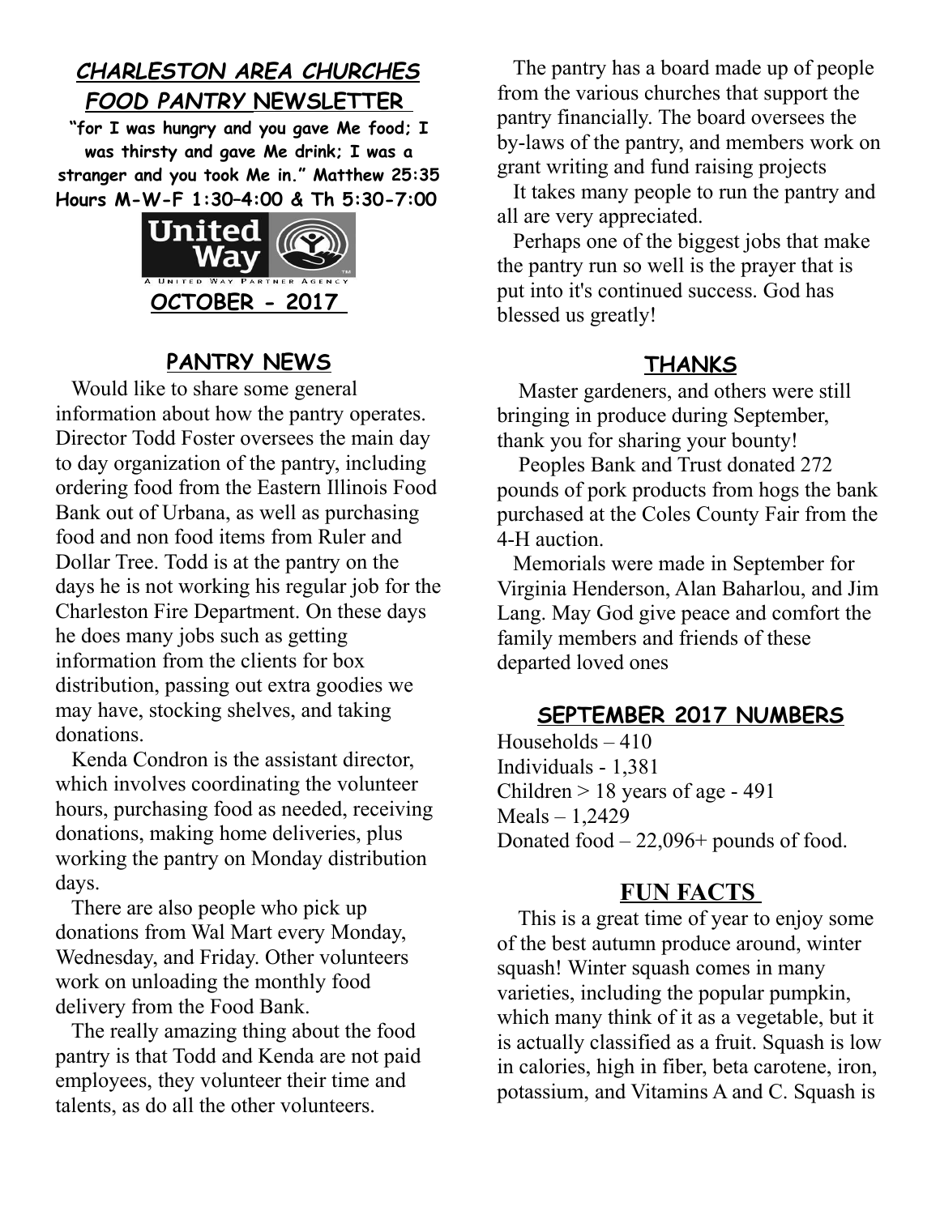# CHARLESTON AREA CHURCHES FOOD PANTRY NEWSLETTER

**"for I was hungry and you gave Me food; I was thirsty and gave Me drink; I was a stranger and you took Me in." Matthew 25:35**

**Hours M-W-F 1:30–4:00 & Th 5:30-7:00**

United Way — A United Way Partner Agency

**OCTOBER - 2017**

## PANTRY NEWS

Would like to share some general information about how the pantry operates. Director Todd Foster oversees the main day to day organization of the pantry, including ordering food from the Eastern Illinois Food Bank out of Urbana, as well as purchasing food and non food items from Ruler and Dollar Tree. Todd is at the pantry on the days he is not working his regular job for the Charleston Fire Department. On these days he does many jobs such as getting information from the clients for box distribution, passing out extra goodies we may have, stocking shelves, and taking donations.

Kenda Condron is the assistant director, which involves coordinating the volunteer hours, purchasing food as needed, receiving donations, making home deliveries, plus working the pantry on Monday distribution days.

There are also people who pick up donations from Wal Mart every Monday, Wednesday, and Friday. Other volunteers work on unloading the monthly food delivery from the Food Bank.

The really amazing thing about the food pantry is that Todd and Kenda are not paid employees, they volunteer their time and talents, as do all the other volunteers.

The pantry has a board made up of people from the various churches that support the pantry financially. The board oversees the by-laws of the pantry, and members work on grant writing and fund raising projects

It takes many people to run the pantry and all are very appreciated.

Perhaps one of the biggest jobs that make the pantry run so well is the prayer that is put into it's continued success. God has blessed us greatly!

## THANKS

Master gardeners, and others were still bringing in produce during September, thank you for sharing your bounty!

Peoples Bank and Trust donated 272 pounds of pork products from hogs the bank purchased at the Coles County Fair from the 4-H auction.

Memorials were made in September for Virginia Henderson, Alan Baharlou, and Jim Lang. May God give peace and comfort the family members and friends of these departed loved ones

## SEPTEMBER 2017 NUMBERS

Households – 410
Individuals - 1,381
Children > 18 years of age - 491
Meals – 1,2429
Donated food – 22,096+ pounds of food.

## FUN FACTS

This is a great time of year to enjoy some of the best autumn produce around, winter squash! Winter squash comes in many varieties, including the popular pumpkin, which many think of it as a vegetable, but it is actually classified as a fruit. Squash is low in calories, high in fiber, beta carotene, iron, potassium, and Vitamins A and C. Squash is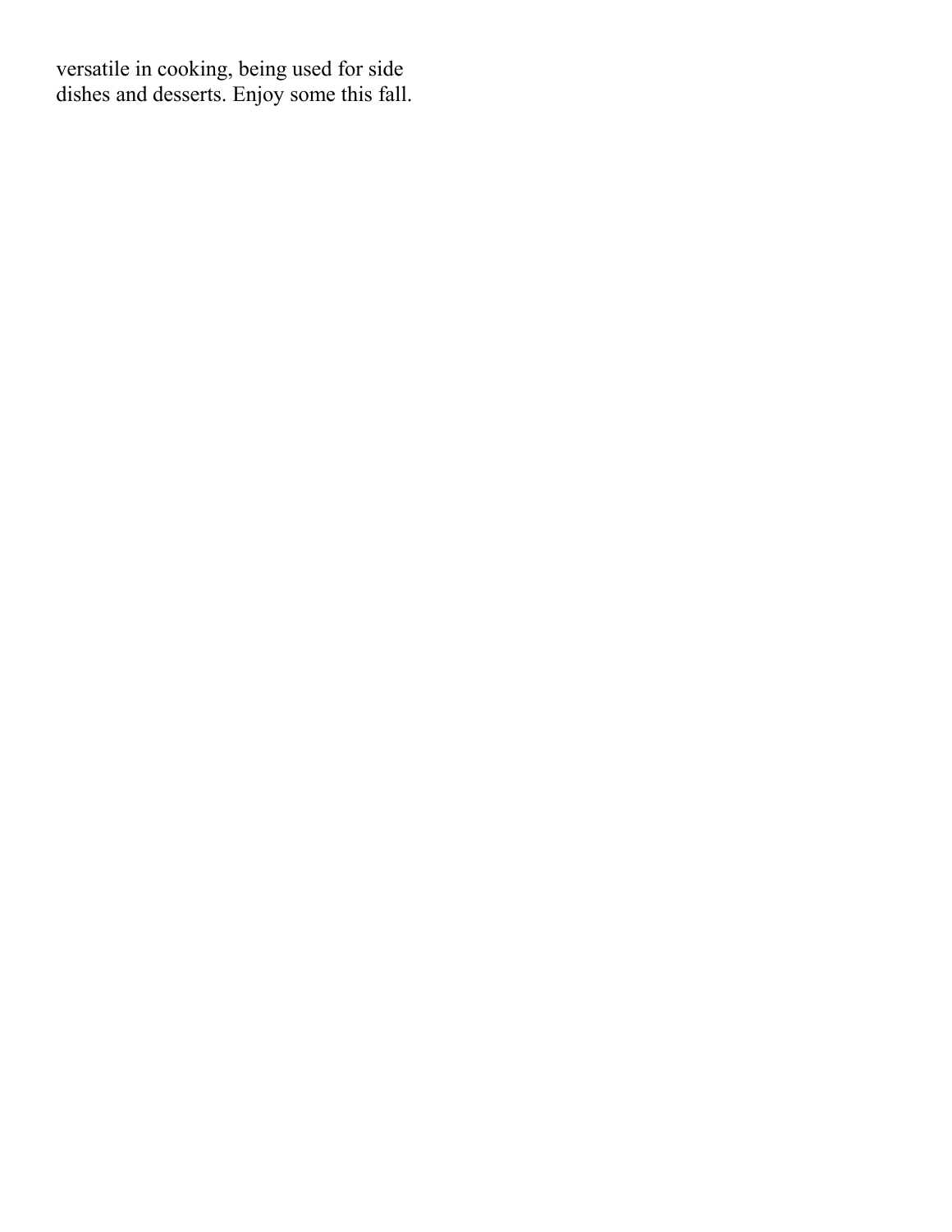versatile in cooking, being used for side dishes and desserts. Enjoy some this fall.